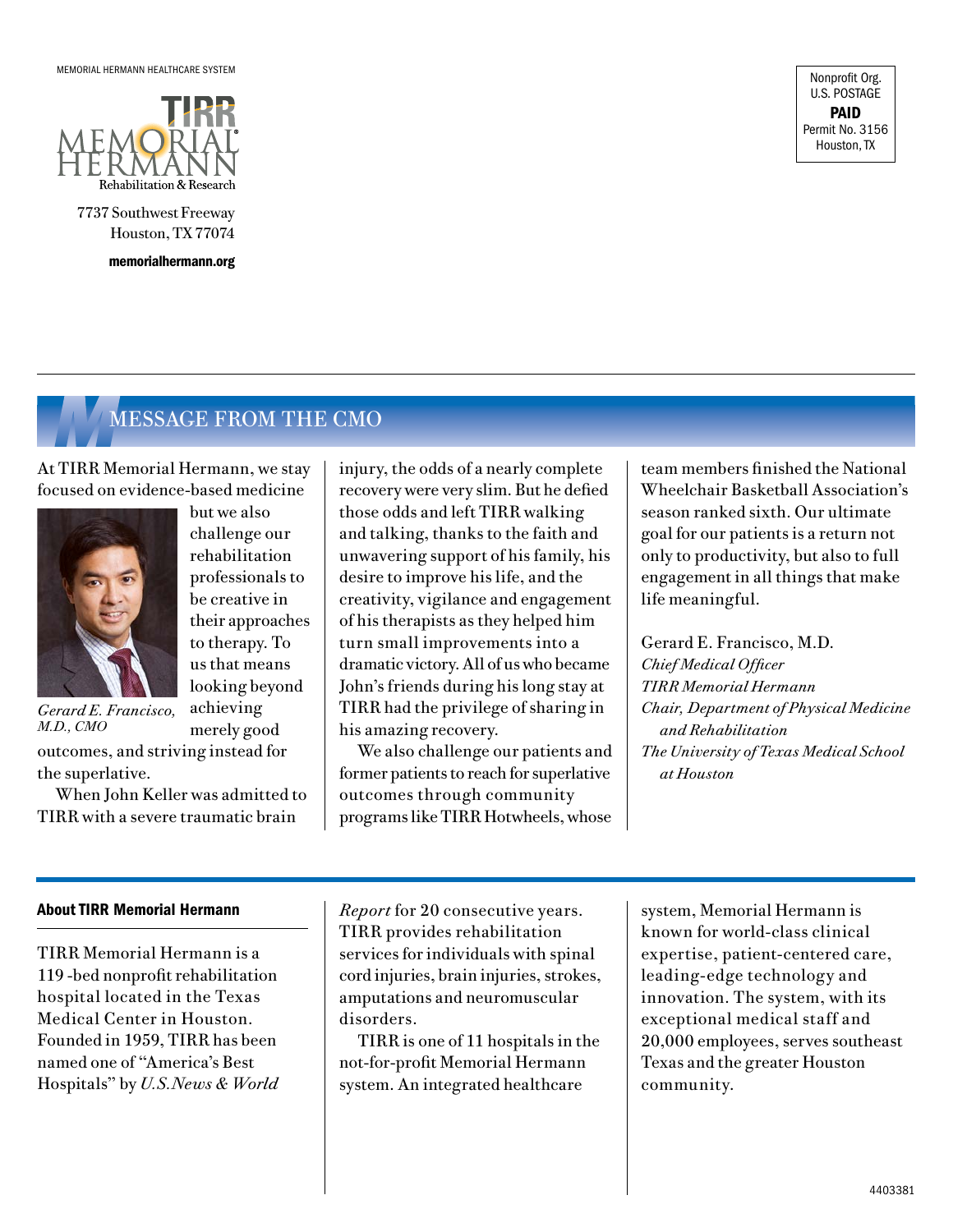MEMORIAL HERMANN HEALTHCARE SYSTEM

TIRR MEMORIAL HERMANN
Rehabilitation & Research

7737 Southwest Freeway
Houston, TX 77074

**memorialhermann.org**

Nonprofit Org.
U.S. POSTAGE
**PAID**
Permit No. 3156
Houston, TX

## MESSAGE FROM THE CMO

At TIRR Memorial Hermann, we stay focused on evidence-based medicine but we also challenge our rehabilitation professionals to be creative in their approaches to therapy. To us that means looking beyond achieving merely good outcomes, and striving instead for the superlative.

*Gerard E. Francisco, M.D., CMO*

When John Keller was admitted to TIRR with a severe traumatic brain injury, the odds of a nearly complete recovery were very slim. But he defied those odds and left TIRR walking and talking, thanks to the faith and unwavering support of his family, his desire to improve his life, and the creativity, vigilance and engagement of his therapists as they helped him turn small improvements into a dramatic victory. All of us who became John's friends during his long stay at TIRR had the privilege of sharing in his amazing recovery.

We also challenge our patients and former patients to reach for superlative outcomes through community programs like TIRR Hotwheels, whose team members finished the National Wheelchair Basketball Association's season ranked sixth. Our ultimate goal for our patients is a return not only to productivity, but also to full engagement in all things that make life meaningful.

Gerard E. Francisco, M.D.
*Chief Medical Officer*
*TIRR Memorial Hermann*
*Chair, Department of Physical Medicine and Rehabilitation*
*The University of Texas Medical School at Houston*

### About TIRR Memorial Hermann

TIRR Memorial Hermann is a 119 -bed nonprofit rehabilitation hospital located in the Texas Medical Center in Houston. Founded in 1959, TIRR has been named one of "America's Best Hospitals" by *U.S.News & World Report* for 20 consecutive years. TIRR provides rehabilitation services for individuals with spinal cord injuries, brain injuries, strokes, amputations and neuromuscular disorders.

TIRR is one of 11 hospitals in the not-for-profit Memorial Hermann system. An integrated healthcare system, Memorial Hermann is known for world-class clinical expertise, patient-centered care, leading-edge technology and innovation. The system, with its exceptional medical staff and 20,000 employees, serves southeast Texas and the greater Houston community.

4403381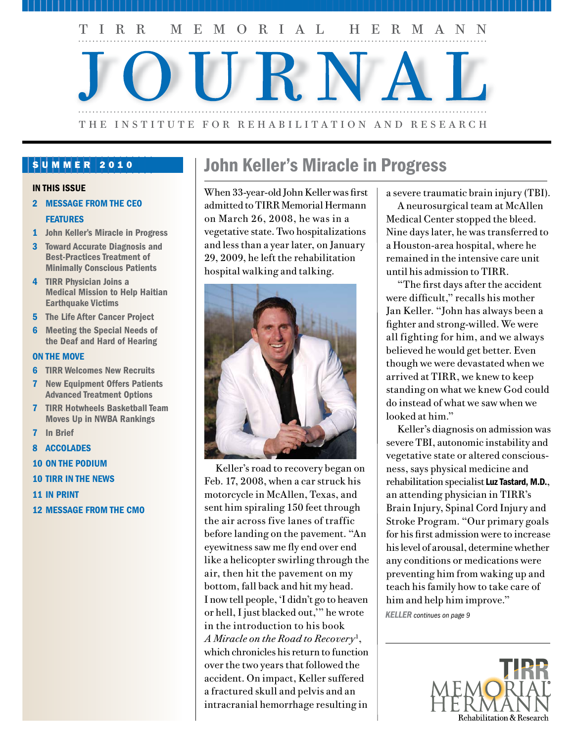# TIRR MEMORIAL HERMANN JOURNAL

THE INSTITUTE FOR REHABILITATION AND RESEARCH

SUMMER 2010

## IN THIS ISSUE

**2 MESSAGE FROM THE CEO**

**FEATURES**

- 1 John Keller's Miracle in Progress
- 3 Toward Accurate Diagnosis and Best-Practices Treatment of Minimally Conscious Patients
- 4 TIRR Physician Joins a Medical Mission to Help Haitian Earthquake Victims
- 5 The Life After Cancer Project
- 6 Meeting the Special Needs of the Deaf and Hard of Hearing

**ON THE MOVE**

- 6 TIRR Welcomes New Recruits
- 7 New Equipment Offers Patients Advanced Treatment Options
- 7 TIRR Hotwheels Basketball Team Moves Up in NWBA Rankings
- 7 In Brief

**8 ACCOLADES**

**10 ON THE PODIUM**

**10 TIRR IN THE NEWS**

**11 IN PRINT**

**12 MESSAGE FROM THE CMO**

# John Keller's Miracle in Progress

When 33-year-old John Keller was first admitted to TIRR Memorial Hermann on March 26, 2008, he was in a vegetative state. Two hospitalizations and less than a year later, on January 29, 2009, he left the rehabilitation hospital walking and talking.

Keller's road to recovery began on Feb. 17, 2008, when a car struck his motorcycle in McAllen, Texas, and sent him spiraling 150 feet through the air across five lanes of traffic before landing on the pavement. "An eyewitness saw me fly end over end like a helicopter swirling through the air, then hit the pavement on my bottom, fall back and hit my head. I now tell people, 'I didn't go to heaven or hell, I just blacked out,'" he wrote in the introduction to his book *A Miracle on the Road to Recovery*[1], which chronicles his return to function over the two years that followed the accident. On impact, Keller suffered a fractured skull and pelvis and an intracranial hemorrhage resulting in a severe traumatic brain injury (TBI).

A neurosurgical team at McAllen Medical Center stopped the bleed. Nine days later, he was transferred to a Houston-area hospital, where he remained in the intensive care unit until his admission to TIRR.

"The first days after the accident were difficult," recalls his mother Jan Keller. "John has always been a fighter and strong-willed. We were all fighting for him, and we always believed he would get better. Even though we were devastated when we arrived at TIRR, we knew to keep standing on what we knew God could do instead of what we saw when we looked at him."

Keller's diagnosis on admission was severe TBI, autonomic instability and vegetative state or altered consciousness, says physical medicine and rehabilitation specialist **Luz Tastard, M.D.**, an attending physician in TIRR's Brain Injury, Spinal Cord Injury and Stroke Program. "Our primary goals for his first admission were to increase his level of arousal, determine whether any conditions or medications were preventing him from waking up and teach his family how to take care of him and help him improve."

*KELLER continues on page 9*

TIRR MEMORIAL HERMANN Rehabilitation & Research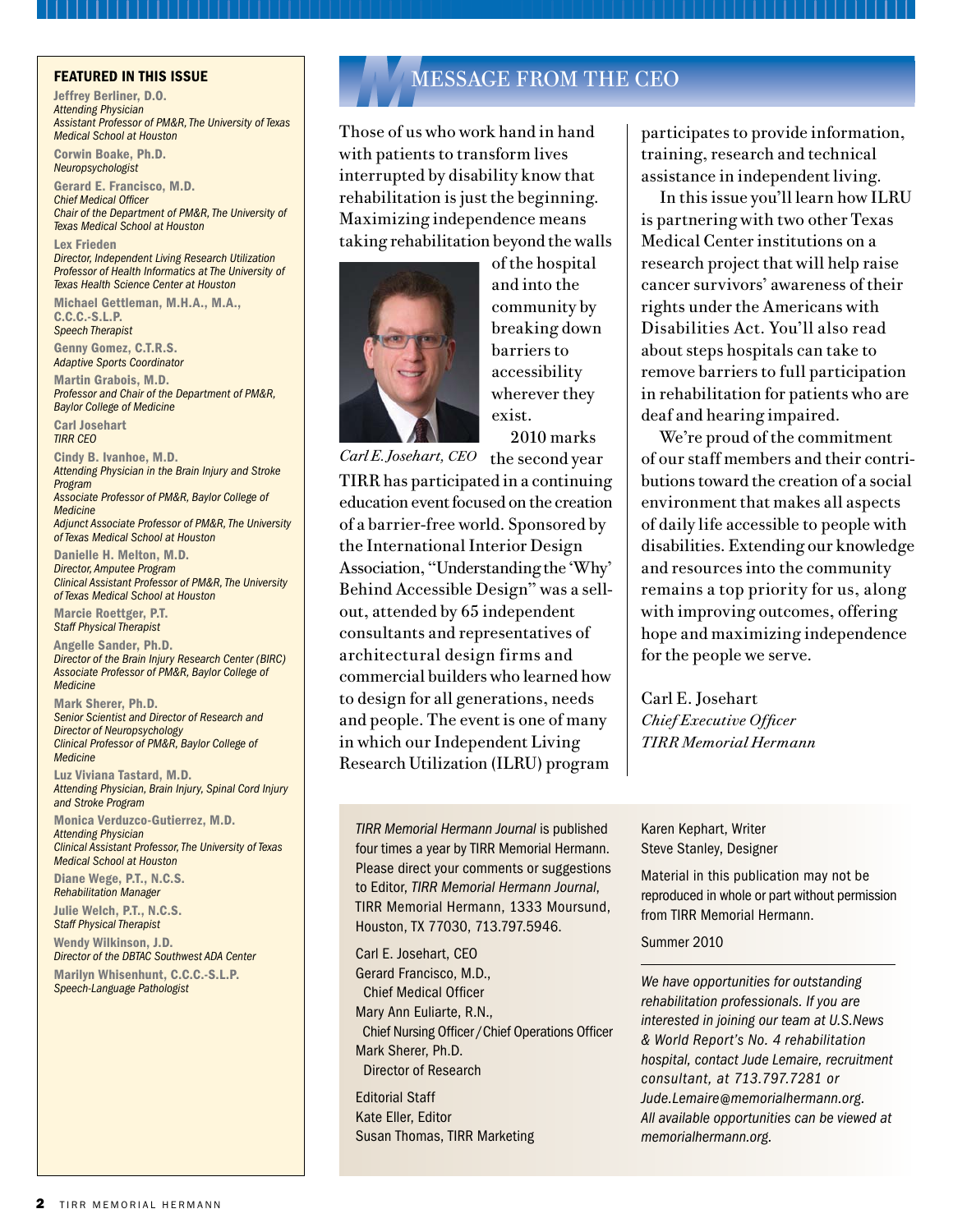## FEATURED IN THIS ISSUE

**Jeffrey Berliner, D.O.**
*Attending Physician*
*Assistant Professor of PM&R, The University of Texas Medical School at Houston*

**Corwin Boake, Ph.D.**
*Neuropsychologist*

**Gerard E. Francisco, M.D.**
*Chief Medical Officer*
*Chair of the Department of PM&R, The University of Texas Medical School at Houston*

**Lex Frieden**
*Director, Independent Living Research Utilization*
*Professor of Health Informatics at The University of Texas Health Science Center at Houston*

**Michael Gettleman, M.H.A., M.A., C.C.C.-S.L.P.**
*Speech Therapist*

**Genny Gomez, C.T.R.S.**
*Adaptive Sports Coordinator*

**Martin Grabois, M.D.**
*Professor and Chair of the Department of PM&R, Baylor College of Medicine*

**Carl Josehart**
*TIRR CEO*

**Cindy B. Ivanhoe, M.D.**
*Attending Physician in the Brain Injury and Stroke Program*
*Associate Professor of PM&R, Baylor College of Medicine*
*Adjunct Associate Professor of PM&R, The University of Texas Medical School at Houston*

**Danielle H. Melton, M.D.**
*Director, Amputee Program*
*Clinical Assistant Professor of PM&R, The University of Texas Medical School at Houston*

**Marcie Roettger, P.T.**
*Staff Physical Therapist*

**Angelle Sander, Ph.D.**
*Director of the Brain Injury Research Center (BIRC)*
*Associate Professor of PM&R, Baylor College of Medicine*

**Mark Sherer, Ph.D.**
*Senior Scientist and Director of Research and Director of Neuropsychology*
*Clinical Professor of PM&R, Baylor College of Medicine*

**Luz Viviana Tastard, M.D.**
*Attending Physician, Brain Injury, Spinal Cord Injury and Stroke Program*

**Monica Verduzco-Gutierrez, M.D.**
*Attending Physician*
*Clinical Assistant Professor, The University of Texas Medical School at Houston*

**Diane Wege, P.T., N.C.S.**
*Rehabilitation Manager*

**Julie Welch, P.T., N.C.S.**
*Staff Physical Therapist*

**Wendy Wilkinson, J.D.**
*Director of the DBTAC Southwest ADA Center*

**Marilyn Whisenhunt, C.C.C.-S.L.P.**
*Speech-Language Pathologist*

# MESSAGE FROM THE CEO

Those of us who work hand in hand with patients to transform lives interrupted by disability know that rehabilitation is just the beginning. Maximizing independence means taking rehabilitation beyond the walls of the hospital and into the community by breaking down barriers to accessibility wherever they exist.

*Carl E. Josehart, CEO*

2010 marks the second year TIRR has participated in a continuing education event focused on the creation of a barrier-free world. Sponsored by the International Interior Design Association, "Understanding the 'Why' Behind Accessible Design" was a sell-out, attended by 65 independent consultants and representatives of architectural design firms and commercial builders who learned how to design for all generations, needs and people. The event is one of many in which our Independent Living Research Utilization (ILRU) program participates to provide information, training, research and technical assistance in independent living.

In this issue you'll learn how ILRU is partnering with two other Texas Medical Center institutions on a research project that will help raise cancer survivors' awareness of their rights under the Americans with Disabilities Act. You'll also read about steps hospitals can take to remove barriers to full participation in rehabilitation for patients who are deaf and hearing impaired.

We're proud of the commitment of our staff members and their contributions toward the creation of a social environment that makes all aspects of daily life accessible to people with disabilities. Extending our knowledge and resources into the community remains a top priority for us, along with improving outcomes, offering hope and maximizing independence for the people we serve.

Carl E. Josehart
*Chief Executive Officer*
*TIRR Memorial Hermann*

---

*TIRR Memorial Hermann Journal* is published four times a year by TIRR Memorial Hermann. Please direct your comments or suggestions to Editor, *TIRR Memorial Hermann Journal*, TIRR Memorial Hermann, 1333 Moursund, Houston, TX 77030, 713.797.5946.

Carl E. Josehart, CEO
Gerard Francisco, M.D., Chief Medical Officer
Mary Ann Euliarte, R.N., Chief Nursing Officer / Chief Operations Officer
Mark Sherer, Ph.D. Director of Research

Editorial Staff
Kate Eller, Editor
Susan Thomas, TIRR Marketing
Karen Kephart, Writer
Steve Stanley, Designer

Material in this publication may not be reproduced in whole or part without permission from TIRR Memorial Hermann.

Summer 2010

*We have opportunities for outstanding rehabilitation professionals. If you are interested in joining our team at U.S.News & World Report's No. 4 rehabilitation hospital, contact Jude Lemaire, recruitment consultant, at 713.797.7281 or Jude.Lemaire@memorialhermann.org. All available opportunities can be viewed at memorialhermann.org.*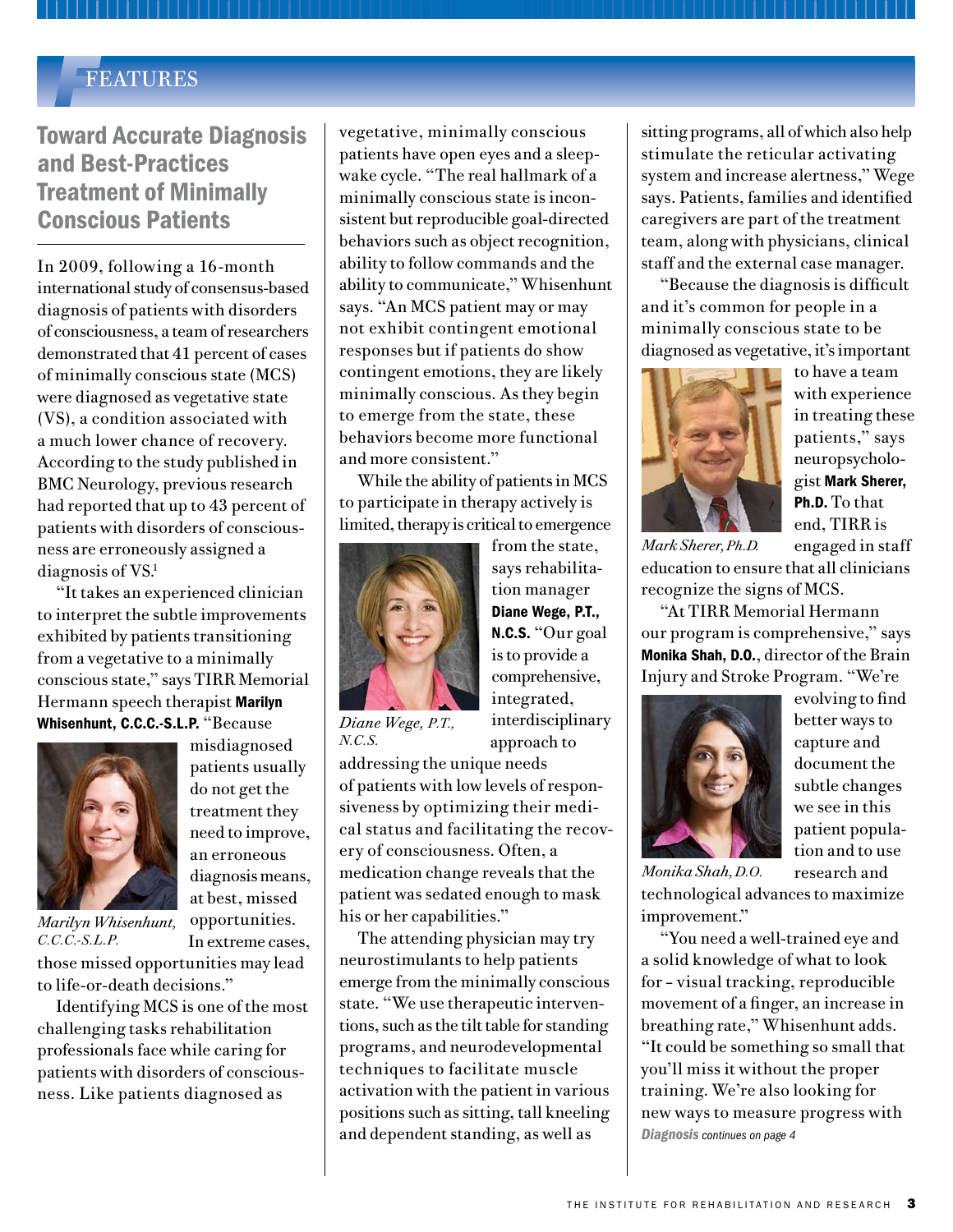FEATURES

## Toward Accurate Diagnosis and Best-Practices Treatment of Minimally Conscious Patients

In 2009, following a 16-month international study of consensus-based diagnosis of patients with disorders of consciousness, a team of researchers demonstrated that 41 percent of cases of minimally conscious state (MCS) were diagnosed as vegetative state (VS), a condition associated with a much lower chance of recovery. According to the study published in BMC Neurology, previous research had reported that up to 43 percent of patients with disorders of consciousness are erroneously assigned a diagnosis of VS.[1]

"It takes an experienced clinician to interpret the subtle improvements exhibited by patients transitioning from a vegetative to a minimally conscious state," says TIRR Memorial Hermann speech therapist **Marilyn Whisenhunt, C.C.C.-S.L.P.** "Because misdiagnosed patients usually do not get the treatment they need to improve, an erroneous diagnosis means, at best, missed opportunities. In extreme cases, those missed opportunities may lead to life-or-death decisions."

*Marilyn Whisenhunt, C.C.C.-S.L.P.*

Identifying MCS is one of the most challenging tasks rehabilitation professionals face while caring for patients with disorders of consciousness. Like patients diagnosed as vegetative, minimally conscious patients have open eyes and a sleep-wake cycle. "The real hallmark of a minimally conscious state is inconsistent but reproducible goal-directed behaviors such as object recognition, ability to follow commands and the ability to communicate," Whisenhunt says. "An MCS patient may or may not exhibit contingent emotional responses but if patients do show contingent emotions, they are likely minimally conscious. As they begin to emerge from the state, these behaviors become more functional and more consistent."

While the ability of patients in MCS to participate in therapy actively is limited, therapy is critical to emergence from the state, says rehabilitation manager **Diane Wege, P.T., N.C.S.** "Our goal is to provide a comprehensive, integrated, interdisciplinary approach to addressing the unique needs of patients with low levels of responsiveness by optimizing their medical status and facilitating the recovery of consciousness. Often, a medication change reveals that the patient was sedated enough to mask his or her capabilities."

*Diane Wege, P.T., N.C.S.*

The attending physician may try neurostimulants to help patients emerge from the minimally conscious state. "We use therapeutic interventions, such as the tilt table for standing programs, and neurodevelopmental techniques to facilitate muscle activation with the patient in various positions such as sitting, tall kneeling and dependent standing, as well as sitting programs, all of which also help stimulate the reticular activating system and increase alertness," Wege says. Patients, families and identified caregivers are part of the treatment team, along with physicians, clinical staff and the external case manager.

"Because the diagnosis is difficult and it's common for people in a minimally conscious state to be diagnosed as vegetative, it's important to have a team with experience in treating these patients," says neuropsychologist **Mark Sherer, Ph.D.** To that end, TIRR is engaged in staff education to ensure that all clinicians recognize the signs of MCS.

*Mark Sherer, Ph.D.*

"At TIRR Memorial Hermann our program is comprehensive," says **Monika Shah, D.O.**, director of the Brain Injury and Stroke Program. "We're evolving to find better ways to capture and document the subtle changes we see in this patient population and to use research and technological advances to maximize improvement."

*Monika Shah, D.O.*

"You need a well-trained eye and a solid knowledge of what to look for – visual tracking, reproducible movement of a finger, an increase in breathing rate," Whisenhunt adds. "It could be something so small that you'll miss it without the proper training. We're also looking for new ways to measure progress with

***Diagnosis*** *continues on page 4*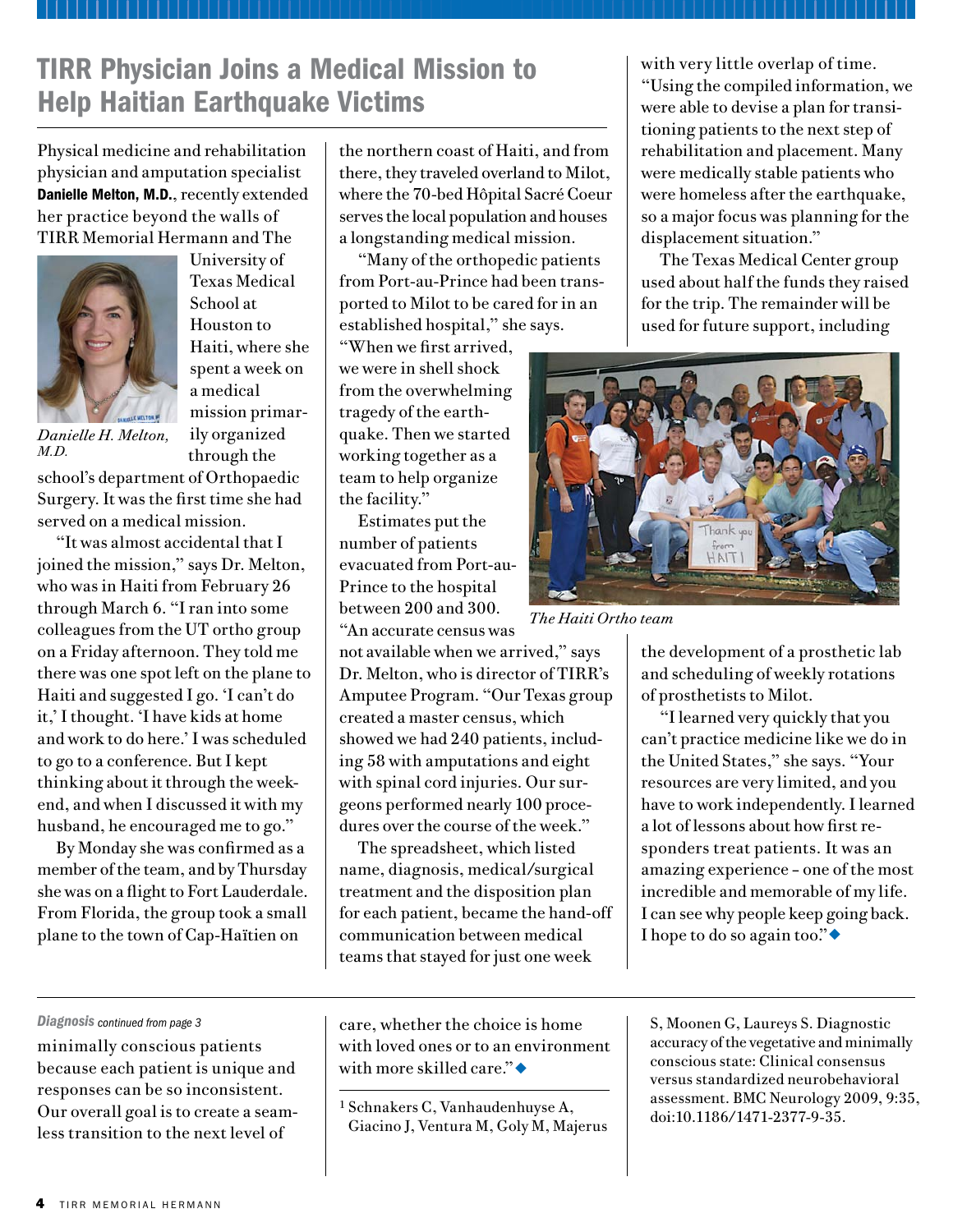## TIRR Physician Joins a Medical Mission to Help Haitian Earthquake Victims

Physical medicine and rehabilitation physician and amputation specialist **Danielle Melton, M.D.**, recently extended her practice beyond the walls of TIRR Memorial Hermann and The University of Texas Medical School at Houston to Haiti, where she spent a week on a medical mission primarily organized through the school's department of Orthopaedic Surgery. It was the first time she had served on a medical mission.

*Danielle H. Melton, M.D.*

"It was almost accidental that I joined the mission," says Dr. Melton, who was in Haiti from February 26 through March 6. "I ran into some colleagues from the UT ortho group on a Friday afternoon. They told me there was one spot left on the plane to Haiti and suggested I go. 'I can't do it,' I thought. 'I have kids at home and work to do here.' I was scheduled to go to a conference. But I kept thinking about it through the weekend, and when I discussed it with my husband, he encouraged me to go."

By Monday she was confirmed as a member of the team, and by Thursday she was on a flight to Fort Lauderdale. From Florida, the group took a small plane to the town of Cap-Haïtien on the northern coast of Haiti, and from there, they traveled overland to Milot, where the 70-bed Hôpital Sacré Coeur serves the local population and houses a longstanding medical mission.

"Many of the orthopedic patients from Port-au-Prince had been transported to Milot to be cared for in an established hospital," she says. "When we first arrived, we were in shell shock from the overwhelming tragedy of the earthquake. Then we started working together as a team to help organize the facility."

Estimates put the number of patients evacuated from Port-au-Prince to the hospital between 200 and 300. "An accurate census was not available when we arrived," says Dr. Melton, who is director of TIRR's Amputee Program. "Our Texas group created a master census, which showed we had 240 patients, including 58 with amputations and eight with spinal cord injuries. Our surgeons performed nearly 100 procedures over the course of the week."

The spreadsheet, which listed name, diagnosis, medical/surgical treatment and the disposition plan for each patient, became the hand-off communication between medical teams that stayed for just one week with very little overlap of time. "Using the compiled information, we were able to devise a plan for transitioning patients to the next step of rehabilitation and placement. Many were medically stable patients who were homeless after the earthquake, so a major focus was planning for the displacement situation."

The Texas Medical Center group used about half the funds they raised for the trip. The remainder will be used for future support, including the development of a prosthetic lab and scheduling of weekly rotations of prosthetists to Milot.

*The Haiti Ortho team*

"I learned very quickly that you can't practice medicine like we do in the United States," she says. "Your resources are very limited, and you have to work independently. I learned a lot of lessons about how first responders treat patients. It was an amazing experience – one of the most incredible and memorable of my life. I can see why people keep going back. I hope to do so again too."◆

---

***Diagnosis*** *continued from page 3*

minimally conscious patients because each patient is unique and responses can be so inconsistent. Our overall goal is to create a seamless transition to the next level of care, whether the choice is home with loved ones or to an environment with more skilled care."◆

---

[1] Schnakers C, Vanhaudenhuyse A, Giacino J, Ventura M, Goly M, Majerus S, Moonen G, Laureys S. Diagnostic accuracy of the vegetative and minimally conscious state: Clinical consensus versus standardized neurobehavioral assessment. BMC Neurology 2009, 9:35, doi:10.1186/1471-2377-9-35.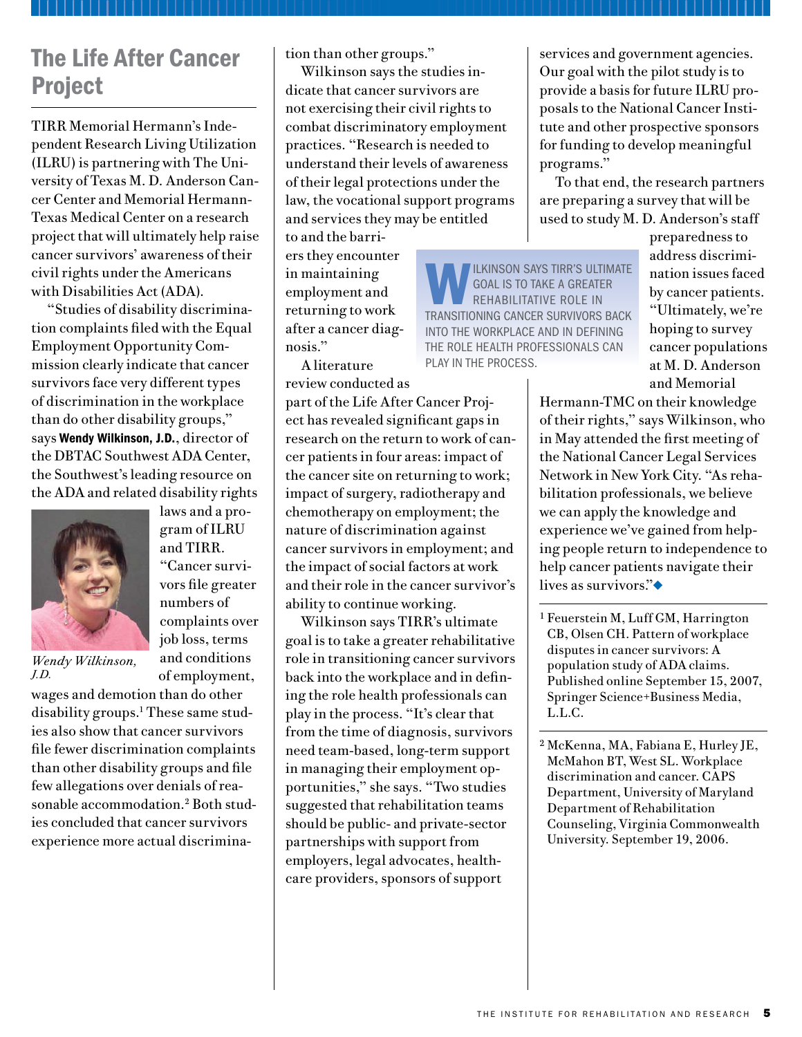## The Life After Cancer Project

TIRR Memorial Hermann's Independent Research Living Utilization (ILRU) is partnering with The University of Texas M. D. Anderson Cancer Center and Memorial Hermann-Texas Medical Center on a research project that will ultimately help raise cancer survivors' awareness of their civil rights under the Americans with Disabilities Act (ADA).

"Studies of disability discrimination complaints filed with the Equal Employment Opportunity Commission clearly indicate that cancer survivors face very different types of discrimination in the workplace than do other disability groups," says **Wendy Wilkinson, J.D.**, director of the DBTAC Southwest ADA Center, the Southwest's leading resource on the ADA and related disability rights laws and a program of ILRU and TIRR. "Cancer survivors file greater numbers of complaints over job loss, terms and conditions of employment, wages and demotion than do other disability groups.[1] These same studies also show that cancer survivors file fewer discrimination complaints than other disability groups and file few allegations over denials of reasonable accommodation.[2] Both studies concluded that cancer survivors experience more actual discrimination than other groups."

*Wendy Wilkinson, J.D.*

Wilkinson says the studies indicate that cancer survivors are not exercising their civil rights to combat discriminatory employment practices. "Research is needed to understand their levels of awareness of their legal protections under the law, the vocational support programs and services they may be entitled to and the barriers they encounter in maintaining employment and returning to work after a cancer diagnosis."

A literature review conducted as part of the Life After Cancer Project has revealed significant gaps in research on the return to work of cancer patients in four areas: impact of the cancer site on returning to work; impact of surgery, radiotherapy and chemotherapy on employment; the nature of discrimination against cancer survivors in employment; and the impact of social factors at work and their role in the cancer survivor's ability to continue working.

> WILKINSON SAYS TIRR'S ULTIMATE GOAL IS TO TAKE A GREATER REHABILITATIVE ROLE IN TRANSITIONING CANCER SURVIVORS BACK INTO THE WORKPLACE AND IN DEFINING THE ROLE HEALTH PROFESSIONALS CAN PLAY IN THE PROCESS.

Wilkinson says TIRR's ultimate goal is to take a greater rehabilitative role in transitioning cancer survivors back into the workplace and in defining the role health professionals can play in the process. "It's clear that from the time of diagnosis, survivors need team-based, long-term support in managing their employment opportunities," she says. "Two studies suggested that rehabilitation teams should be public- and private-sector partnerships with support from employers, legal advocates, healthcare providers, sponsors of support services and government agencies. Our goal with the pilot study is to provide a basis for future ILRU proposals to the National Cancer Institute and other prospective sponsors for funding to develop meaningful programs."

To that end, the research partners are preparing a survey that will be used to study M. D. Anderson's staff preparedness to address discrimination issues faced by cancer patients. "Ultimately, we're hoping to survey cancer populations at M. D. Anderson and Memorial Hermann-TMC on their knowledge of their rights," says Wilkinson, who in May attended the first meeting of the National Cancer Legal Services Network in New York City. "As rehabilitation professionals, we believe we can apply the knowledge and experience we've gained from helping people return to independence to help cancer patients navigate their lives as survivors."◆

---

[1] Feuerstein M, Luff GM, Harrington CB, Olsen CH. Pattern of workplace disputes in cancer survivors: A population study of ADA claims. Published online September 15, 2007, Springer Science+Business Media, L.L.C.

[2] McKenna, MA, Fabiana E, Hurley JE, McMahon BT, West SL. Workplace discrimination and cancer. CAPS Department, University of Maryland Department of Rehabilitation Counseling, Virginia Commonwealth University. September 19, 2006.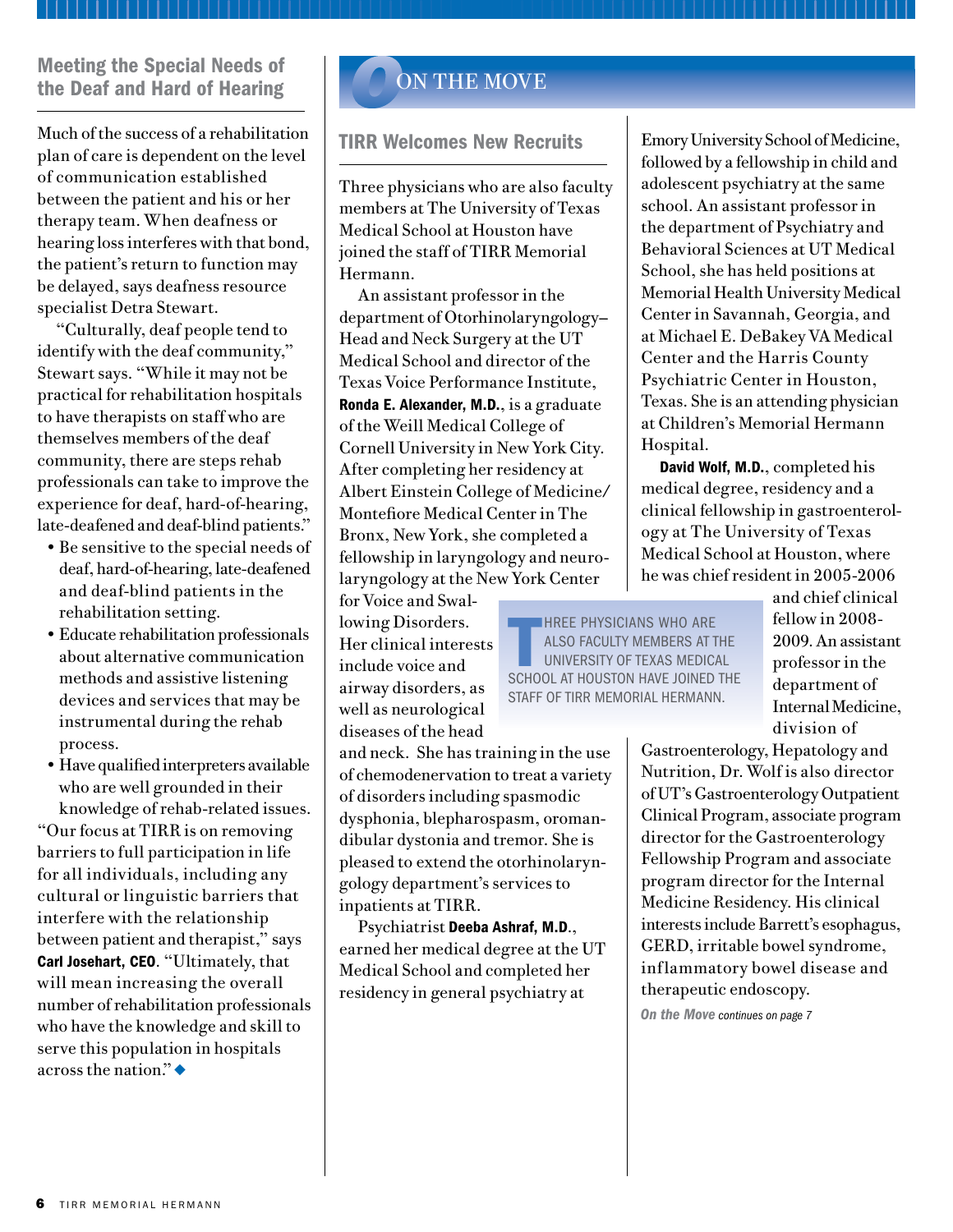## Meeting the Special Needs of the Deaf and Hard of Hearing

Much of the success of a rehabilitation plan of care is dependent on the level of communication established between the patient and his or her therapy team. When deafness or hearing loss interferes with that bond, the patient's return to function may be delayed, says deafness resource specialist Detra Stewart.

"Culturally, deaf people tend to identify with the deaf community," Stewart says. "While it may not be practical for rehabilitation hospitals to have therapists on staff who are themselves members of the deaf community, there are steps rehab professionals can take to improve the experience for deaf, hard-of-hearing, late-deafened and deaf-blind patients."

- Be sensitive to the special needs of deaf, hard-of-hearing, late-deafened and deaf-blind patients in the rehabilitation setting.
- Educate rehabilitation professionals about alternative communication methods and assistive listening devices and services that may be instrumental during the rehab process.
- Have qualified interpreters available who are well grounded in their knowledge of rehab-related issues.

"Our focus at TIRR is on removing barriers to full participation in life for all individuals, including any cultural or linguistic barriers that interfere with the relationship between patient and therapist," says **Carl Josehart, CEO**. "Ultimately, that will mean increasing the overall number of rehabilitation professionals who have the knowledge and skill to serve this population in hospitals across the nation." ◆

# On the Move

## TIRR Welcomes New Recruits

Three physicians who are also faculty members at The University of Texas Medical School at Houston have joined the staff of TIRR Memorial Hermann.

An assistant professor in the department of Otorhinolaryngology–Head and Neck Surgery at the UT Medical School and director of the Texas Voice Performance Institute, **Ronda E. Alexander, M.D.**, is a graduate of the Weill Medical College of Cornell University in New York City. After completing her residency at Albert Einstein College of Medicine/Montefiore Medical Center in The Bronx, New York, she completed a fellowship in laryngology and neurolaryngology at the New York Center for Voice and Swallowing Disorders. Her clinical interests include voice and airway disorders, as well as neurological diseases of the head and neck. She has training in the use of chemodenervation to treat a variety of disorders including spasmodic dysphonia, blepharospasm, oromandibular dystonia and tremor. She is pleased to extend the otorhinolaryngology department's services to inpatients at TIRR.

> THREE PHYSICIANS WHO ARE ALSO FACULTY MEMBERS AT THE UNIVERSITY OF TEXAS MEDICAL SCHOOL AT HOUSTON HAVE JOINED THE STAFF OF TIRR MEMORIAL HERMANN.

Psychiatrist **Deeba Ashraf, M.D.**, earned her medical degree at the UT Medical School and completed her residency in general psychiatry at Emory University School of Medicine, followed by a fellowship in child and adolescent psychiatry at the same school. An assistant professor in the department of Psychiatry and Behavioral Sciences at UT Medical School, she has held positions at Memorial Health University Medical Center in Savannah, Georgia, and at Michael E. DeBakey VA Medical Center and the Harris County Psychiatric Center in Houston, Texas. She is an attending physician at Children's Memorial Hermann Hospital.

**David Wolf, M.D.**, completed his medical degree, residency and a clinical fellowship in gastroenterology at The University of Texas Medical School at Houston, where he was chief resident in 2005-2006 and chief clinical fellow in 2008-2009. An assistant professor in the department of Internal Medicine, division of Gastroenterology, Hepatology and Nutrition, Dr. Wolf is also director of UT's Gastroenterology Outpatient Clinical Program, associate program director for the Gastroenterology Fellowship Program and associate program director for the Internal Medicine Residency. His clinical interests include Barrett's esophagus, GERD, irritable bowel syndrome, inflammatory bowel disease and therapeutic endoscopy.

*On the Move continues on page 7*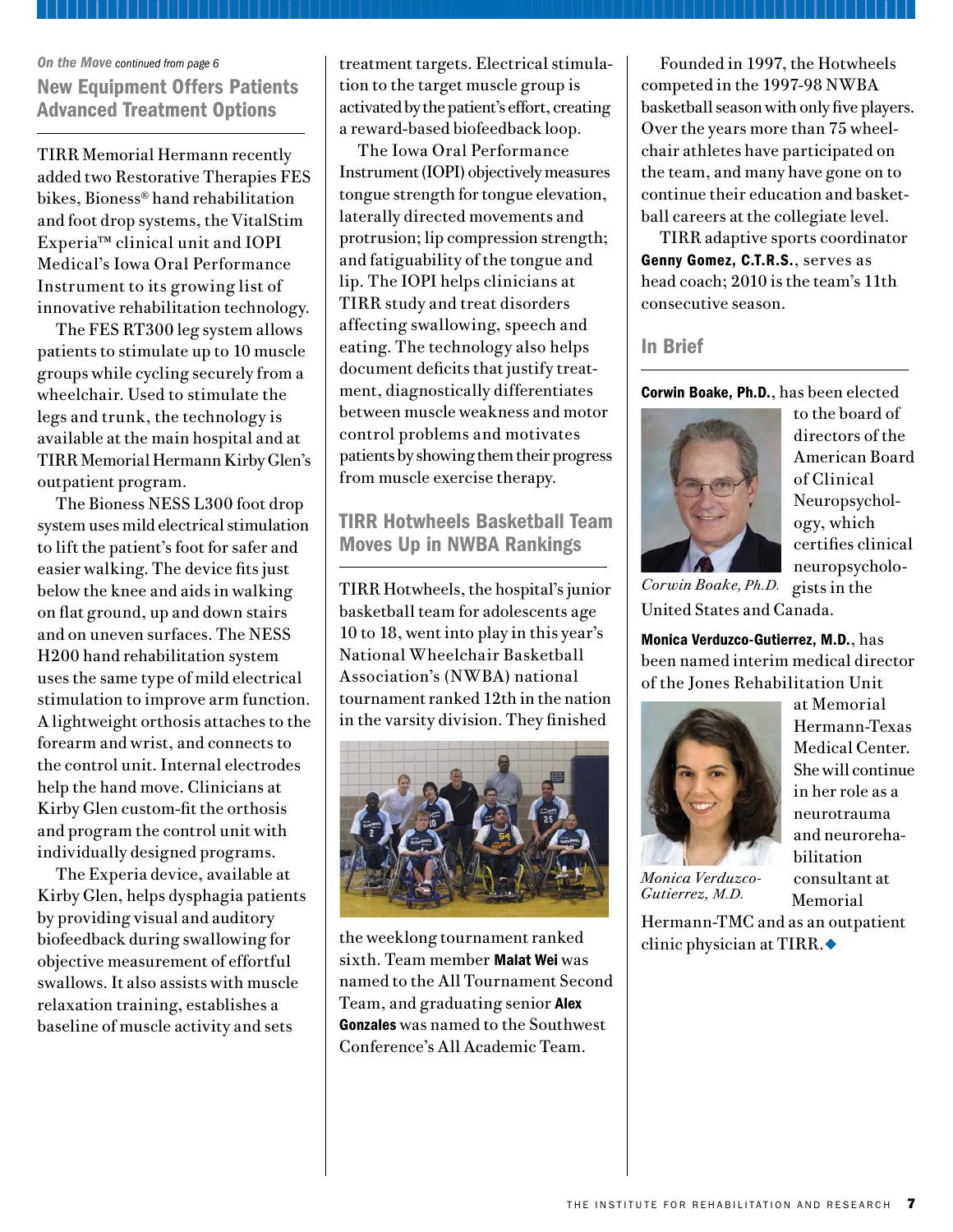*On the Move continued from page 6*

## New Equipment Offers Patients Advanced Treatment Options

TIRR Memorial Hermann recently added two Restorative Therapies FES bikes, Bioness® hand rehabilitation and foot drop systems, the VitalStim Experia™ clinical unit and IOPI Medical's Iowa Oral Performance Instrument to its growing list of innovative rehabilitation technology.

The FES RT300 leg system allows patients to stimulate up to 10 muscle groups while cycling securely from a wheelchair. Used to stimulate the legs and trunk, the technology is available at the main hospital and at TIRR Memorial Hermann Kirby Glen's outpatient program.

The Bioness NESS L300 foot drop system uses mild electrical stimulation to lift the patient's foot for safer and easier walking. The device fits just below the knee and aids in walking on flat ground, up and down stairs and on uneven surfaces. The NESS H200 hand rehabilitation system uses the same type of mild electrical stimulation to improve arm function. A lightweight orthosis attaches to the forearm and wrist, and connects to the control unit. Internal electrodes help the hand move. Clinicians at Kirby Glen custom-fit the orthosis and program the control unit with individually designed programs.

The Experia device, available at Kirby Glen, helps dysphagia patients by providing visual and auditory biofeedback during swallowing for objective measurement of effortful swallows. It also assists with muscle relaxation training, establishes a baseline of muscle activity and sets treatment targets. Electrical stimulation to the target muscle group is activated by the patient's effort, creating a reward-based biofeedback loop.

The Iowa Oral Performance Instrument (IOPI) objectively measures tongue strength for tongue elevation, laterally directed movements and protrusion; lip compression strength; and fatiguability of the tongue and lip. The IOPI helps clinicians at TIRR study and treat disorders affecting swallowing, speech and eating. The technology also helps document deficits that justify treatment, diagnostically differentiates between muscle weakness and motor control problems and motivates patients by showing them their progress from muscle exercise therapy.

## TIRR Hotwheels Basketball Team Moves Up in NWBA Rankings

TIRR Hotwheels, the hospital's junior basketball team for adolescents age 10 to 18, went into play in this year's National Wheelchair Basketball Association's (NWBA) national tournament ranked 12th in the nation in the varsity division. They finished the weeklong tournament ranked sixth. Team member **Malat Wei** was named to the All Tournament Second Team, and graduating senior **Alex Gonzales** was named to the Southwest Conference's All Academic Team.

Founded in 1997, the Hotwheels competed in the 1997-98 NWBA basketball season with only five players. Over the years more than 75 wheelchair athletes have participated on the team, and many have gone on to continue their education and basketball careers at the collegiate level.

TIRR adaptive sports coordinator **Genny Gomez, C.T.R.S.**, serves as head coach; 2010 is the team's 11th consecutive season.

## In Brief

**Corwin Boake, Ph.D.**, has been elected to the board of directors of the American Board of Clinical Neuropsychology, which certifies clinical neuropsychologists in the United States and Canada.

*Corwin Boake, Ph.D.*

**Monica Verduzco-Gutierrez, M.D.**, has been named interim medical director of the Jones Rehabilitation Unit at Memorial Hermann-Texas Medical Center. She will continue in her role as a neurotrauma and neurorehabilitation consultant at Memorial Hermann-TMC and as an outpatient clinic physician at TIRR.◆

*Monica Verduzco-Gutierrez, M.D.*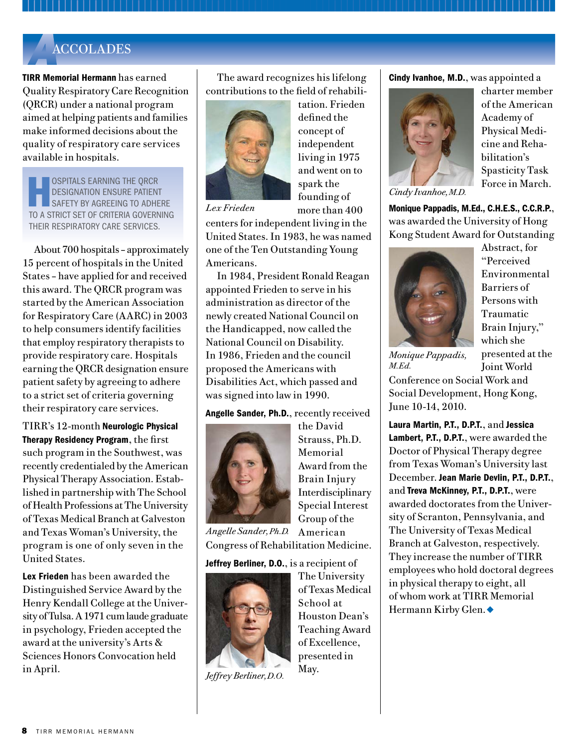# ACCOLADES

**TIRR Memorial Hermann** has earned Quality Respiratory Care Recognition (QRCR) under a national program aimed at helping patients and families make informed decisions about the quality of respiratory care services available in hospitals.

> HOSPITALS EARNING THE QRCR DESIGNATION ENSURE PATIENT SAFETY BY AGREEING TO ADHERE TO A STRICT SET OF CRITERIA GOVERNING THEIR RESPIRATORY CARE SERVICES.

About 700 hospitals – approximately 15 percent of hospitals in the United States – have applied for and received this award. The QRCR program was started by the American Association for Respiratory Care (AARC) in 2003 to help consumers identify facilities that employ respiratory therapists to provide respiratory care. Hospitals earning the QRCR designation ensure patient safety by agreeing to adhere to a strict set of criteria governing their respiratory care services.

TIRR's 12-month **Neurologic Physical Therapy Residency Program**, the first such program in the Southwest, was recently credentialed by the American Physical Therapy Association. Established in partnership with The School of Health Professions at The University of Texas Medical Branch at Galveston and Texas Woman's University, the program is one of only seven in the United States.

**Lex Frieden** has been awarded the Distinguished Service Award by the Henry Kendall College at the University of Tulsa. A 1971 cum laude graduate in psychology, Frieden accepted the award at the university's Arts & Sciences Honors Convocation held in April.

The award recognizes his lifelong contributions to the field of rehabilitation. Frieden defined the concept of independent living in 1975 and went on to spark the founding of more than 400 centers for independent living in the United States. In 1983, he was named one of the Ten Outstanding Young Americans.

*Lex Frieden*

In 1984, President Ronald Reagan appointed Frieden to serve in his administration as director of the newly created National Council on the Handicapped, now called the National Council on Disability. In 1986, Frieden and the council proposed the Americans with Disabilities Act, which passed and was signed into law in 1990.

**Angelle Sander, Ph.D.**, recently received the David Strauss, Ph.D. Memorial Award from the Brain Injury Interdisciplinary Special Interest Group of the American Congress of Rehabilitation Medicine.

*Angelle Sander, Ph.D.*

**Jeffrey Berliner, D.O.**, is a recipient of The University of Texas Medical School at Houston Dean's Teaching Award of Excellence, presented in May.

*Jeffrey Berliner, D.O.*

**Cindy Ivanhoe, M.D.**, was appointed a charter member of the American Academy of Physical Medicine and Rehabilitation's Spasticity Task Force in March.

*Cindy Ivanhoe, M.D.*

**Monique Pappadis, M.Ed., C.H.E.S., C.C.R.P.**, was awarded the University of Hong Kong Student Award for Outstanding Abstract, for "Perceived Environmental Barriers of Persons with Traumatic Brain Injury," which she presented at the Joint World Conference on Social Work and Social Development, Hong Kong, June 10-14, 2010.

*Monique Pappadis, M.Ed.*

**Laura Martin, P.T., D.P.T.**, and **Jessica Lambert, P.T., D.P.T.**, were awarded the Doctor of Physical Therapy degree from Texas Woman's University last December. **Jean Marie Devlin, P.T., D.P.T.**, and **Treva McKinney, P.T., D.P.T.**, were awarded doctorates from the University of Scranton, Pennsylvania, and The University of Texas Medical Branch at Galveston, respectively. They increase the number of TIRR employees who hold doctoral degrees in physical therapy to eight, all of whom work at TIRR Memorial Hermann Kirby Glen. ◆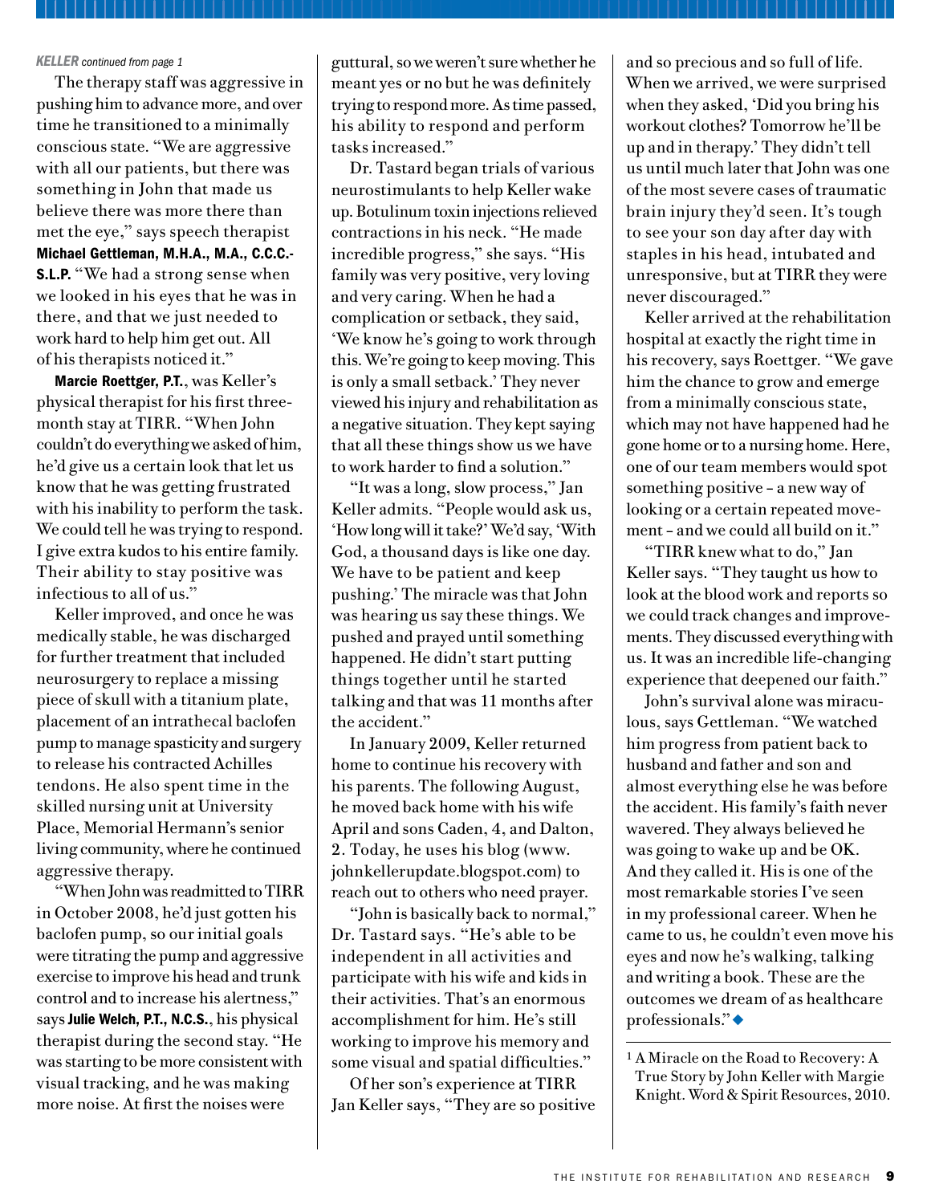*KELLER continued from page 1*

The therapy staff was aggressive in pushing him to advance more, and over time he transitioned to a minimally conscious state. "We are aggressive with all our patients, but there was something in John that made us believe there was more there than met the eye," says speech therapist **Michael Gettleman, M.H.A., M.A., C.C.C.-S.L.P.** "We had a strong sense when we looked in his eyes that he was in there, and that we just needed to work hard to help him get out. All of his therapists noticed it."

**Marcie Roettger, P.T.**, was Keller's physical therapist for his first three-month stay at TIRR. "When John couldn't do everything we asked of him, he'd give us a certain look that let us know that he was getting frustrated with his inability to perform the task. We could tell he was trying to respond. I give extra kudos to his entire family. Their ability to stay positive was infectious to all of us."

Keller improved, and once he was medically stable, he was discharged for further treatment that included neurosurgery to replace a missing piece of skull with a titanium plate, placement of an intrathecal baclofen pump to manage spasticity and surgery to release his contracted Achilles tendons. He also spent time in the skilled nursing unit at University Place, Memorial Hermann's senior living community, where he continued aggressive therapy.

"When John was readmitted to TIRR in October 2008, he'd just gotten his baclofen pump, so our initial goals were titrating the pump and aggressive exercise to improve his head and trunk control and to increase his alertness," says **Julie Welch, P.T., N.C.S.**, his physical therapist during the second stay. "He was starting to be more consistent with visual tracking, and he was making more noise. At first the noises were guttural, so we weren't sure whether he meant yes or no but he was definitely trying to respond more. As time passed, his ability to respond and perform tasks increased."

Dr. Tastard began trials of various neurostimulants to help Keller wake up. Botulinum toxin injections relieved contractions in his neck. "He made incredible progress," she says. "His family was very positive, very loving and very caring. When he had a complication or setback, they said, 'We know he's going to work through this. We're going to keep moving. This is only a small setback.' They never viewed his injury and rehabilitation as a negative situation. They kept saying that all these things show us we have to work harder to find a solution."

"It was a long, slow process," Jan Keller admits. "People would ask us, 'How long will it take?' We'd say, 'With God, a thousand days is like one day. We have to be patient and keep pushing.' The miracle was that John was hearing us say these things. We pushed and prayed until something happened. He didn't start putting things together until he started talking and that was 11 months after the accident."

In January 2009, Keller returned home to continue his recovery with his parents. The following August, he moved back home with his wife April and sons Caden, 4, and Dalton, 2. Today, he uses his blog (www.johnkellerupdate.blogspot.com) to reach out to others who need prayer.

"John is basically back to normal," Dr. Tastard says. "He's able to be independent in all activities and participate with his wife and kids in their activities. That's an enormous accomplishment for him. He's still working to improve his memory and some visual and spatial difficulties."

Of her son's experience at TIRR Jan Keller says, "They are so positive and so precious and so full of life. When we arrived, we were surprised when they asked, 'Did you bring his workout clothes? Tomorrow he'll be up and in therapy.' They didn't tell us until much later that John was one of the most severe cases of traumatic brain injury they'd seen. It's tough to see your son day after day with staples in his head, intubated and unresponsive, but at TIRR they were never discouraged."

Keller arrived at the rehabilitation hospital at exactly the right time in his recovery, says Roettger. "We gave him the chance to grow and emerge from a minimally conscious state, which may not have happened had he gone home or to a nursing home. Here, one of our team members would spot something positive – a new way of looking or a certain repeated movement – and we could all build on it."

"TIRR knew what to do," Jan Keller says. "They taught us how to look at the blood work and reports so we could track changes and improvements. They discussed everything with us. It was an incredible life-changing experience that deepened our faith."

John's survival alone was miraculous, says Gettleman. "We watched him progress from patient back to husband and father and son and almost everything else he was before the accident. His family's faith never wavered. They always believed he was going to wake up and be OK. And they called it. His is one of the most remarkable stories I've seen in my professional career. When he came to us, he couldn't even move his eyes and now he's walking, talking and writing a book. These are the outcomes we dream of as healthcare professionals."◆

---

[1] A Miracle on the Road to Recovery: A True Story by John Keller with Margie Knight. Word & Spirit Resources, 2010.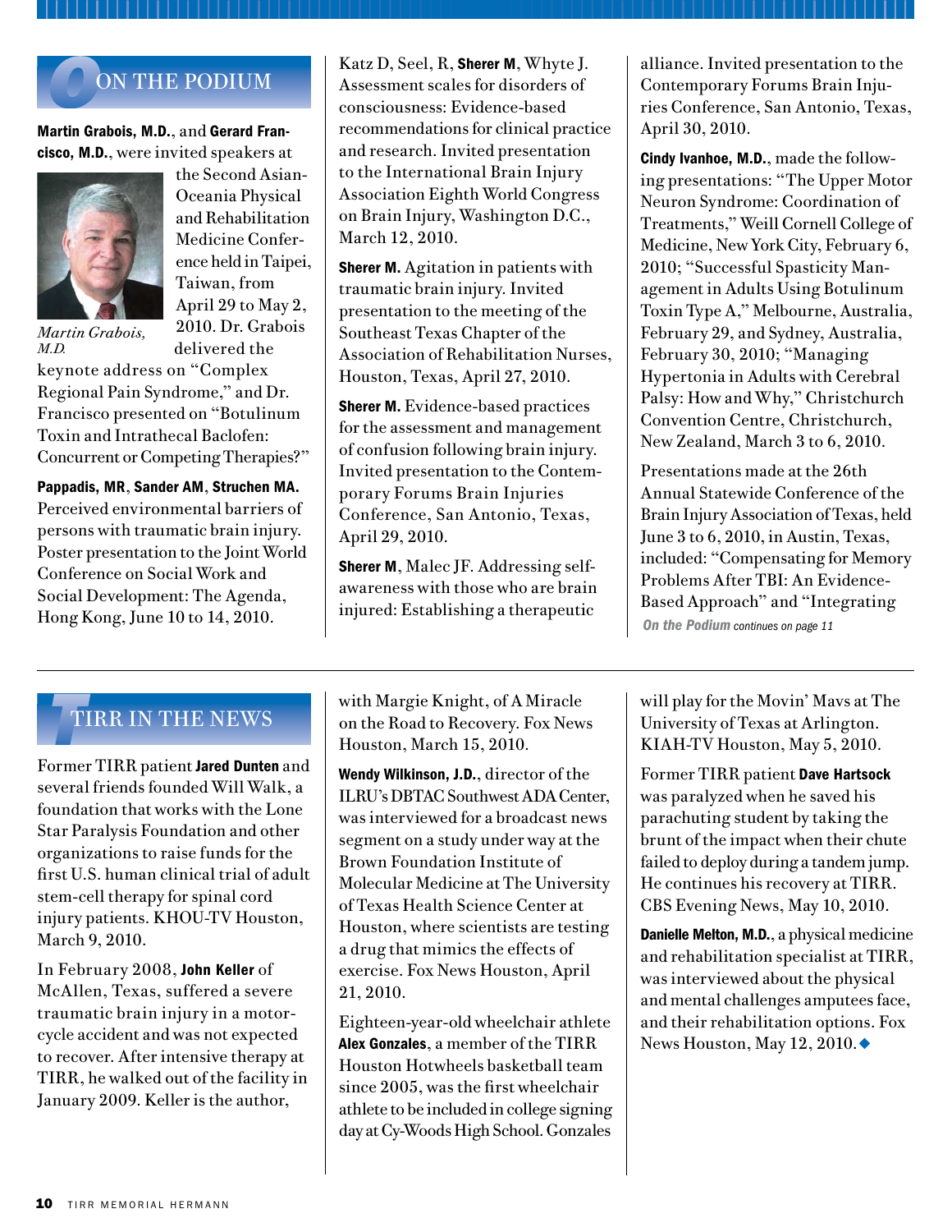## On the Podium

**Martin Grabois, M.D.**, and **Gerard Francisco, M.D.**, were invited speakers at the Second Asian-Oceania Physical and Rehabilitation Medicine Conference held in Taipei, Taiwan, from April 29 to May 2, 2010. Dr. Grabois delivered the keynote address on "Complex Regional Pain Syndrome," and Dr. Francisco presented on "Botulinum Toxin and Intrathecal Baclofen: Concurrent or Competing Therapies?"

*Martin Grabois, M.D.*

**Pappadis, MR**, **Sander AM**, **Struchen MA.** Perceived environmental barriers of persons with traumatic brain injury. Poster presentation to the Joint World Conference on Social Work and Social Development: The Agenda, Hong Kong, June 10 to 14, 2010.

Katz D, Seel, R, **Sherer M**, Whyte J. Assessment scales for disorders of consciousness: Evidence-based recommendations for clinical practice and research. Invited presentation to the International Brain Injury Association Eighth World Congress on Brain Injury, Washington D.C., March 12, 2010.

**Sherer M.** Agitation in patients with traumatic brain injury. Invited presentation to the meeting of the Southeast Texas Chapter of the Association of Rehabilitation Nurses, Houston, Texas, April 27, 2010.

**Sherer M.** Evidence-based practices for the assessment and management of confusion following brain injury. Invited presentation to the Contemporary Forums Brain Injuries Conference, San Antonio, Texas, April 29, 2010.

**Sherer M**, Malec JF. Addressing self-awareness with those who are brain injured: Establishing a therapeutic alliance. Invited presentation to the Contemporary Forums Brain Injuries Conference, San Antonio, Texas, April 30, 2010.

**Cindy Ivanhoe, M.D.**, made the following presentations: "The Upper Motor Neuron Syndrome: Coordination of Treatments," Weill Cornell College of Medicine, New York City, February 6, 2010; "Successful Spasticity Management in Adults Using Botulinum Toxin Type A," Melbourne, Australia, February 29, and Sydney, Australia, February 30, 2010; "Managing Hypertonia in Adults with Cerebral Palsy: How and Why," Christchurch Convention Centre, Christchurch, New Zealand, March 3 to 6, 2010.

Presentations made at the 26th Annual Statewide Conference of the Brain Injury Association of Texas, held June 3 to 6, 2010, in Austin, Texas, included: "Compensating for Memory Problems After TBI: An Evidence-Based Approach" and "Integrating

*On the Podium continues on page 11*

## TIRR in the News

Former TIRR patient **Jared Dunten** and several friends founded Will Walk, a foundation that works with the Lone Star Paralysis Foundation and other organizations to raise funds for the first U.S. human clinical trial of adult stem-cell therapy for spinal cord injury patients. KHOU-TV Houston, March 9, 2010.

In February 2008, **John Keller** of McAllen, Texas, suffered a severe traumatic brain injury in a motorcycle accident and was not expected to recover. After intensive therapy at TIRR, he walked out of the facility in January 2009. Keller is the author, with Margie Knight, of A Miracle on the Road to Recovery. Fox News Houston, March 15, 2010.

**Wendy Wilkinson, J.D.**, director of the ILRU's DBTAC Southwest ADA Center, was interviewed for a broadcast news segment on a study under way at the Brown Foundation Institute of Molecular Medicine at The University of Texas Health Science Center at Houston, where scientists are testing a drug that mimics the effects of exercise. Fox News Houston, April 21, 2010.

Eighteen-year-old wheelchair athlete **Alex Gonzales**, a member of the TIRR Houston Hotwheels basketball team since 2005, was the first wheelchair athlete to be included in college signing day at Cy-Woods High School. Gonzales will play for the Movin' Mavs at The University of Texas at Arlington. KIAH-TV Houston, May 5, 2010.

Former TIRR patient **Dave Hartsock** was paralyzed when he saved his parachuting student by taking the brunt of the impact when their chute failed to deploy during a tandem jump. He continues his recovery at TIRR. CBS Evening News, May 10, 2010.

**Danielle Melton, M.D.**, a physical medicine and rehabilitation specialist at TIRR, was interviewed about the physical and mental challenges amputees face, and their rehabilitation options. Fox News Houston, May 12, 2010. ◆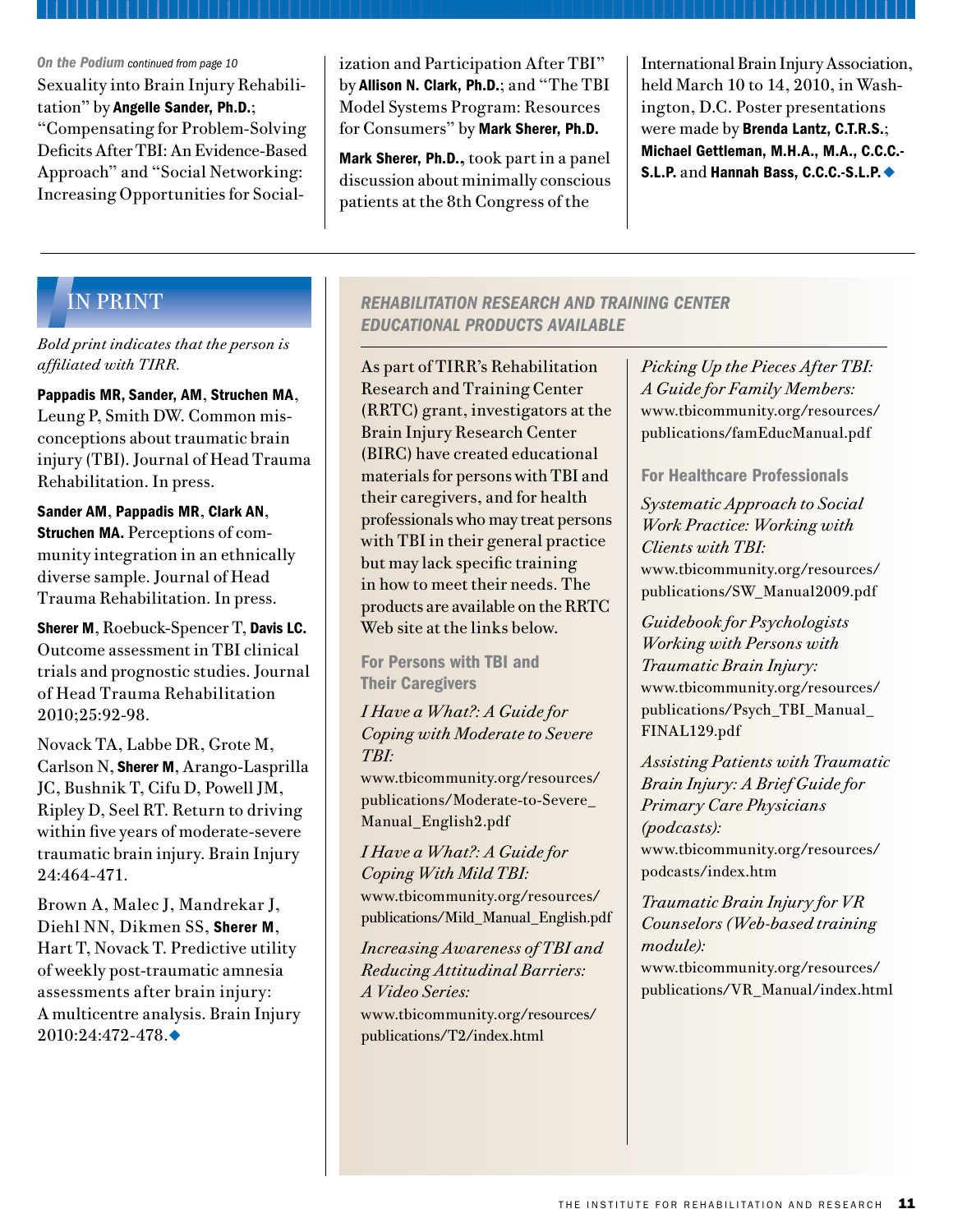*On the Podium continued from page 10*

Sexuality into Brain Injury Rehabilitation" by **Angelle Sander, Ph.D.**; "Compensating for Problem-Solving Deficits After TBI: An Evidence-Based Approach" and "Social Networking: Increasing Opportunities for Socialization and Participation After TBI" by **Allison N. Clark, Ph.D.**; and "The TBI Model Systems Program: Resources for Consumers" by **Mark Sherer, Ph.D.**

**Mark Sherer, Ph.D.,** took part in a panel discussion about minimally conscious patients at the 8th Congress of the International Brain Injury Association, held March 10 to 14, 2010, in Washington, D.C. Poster presentations were made by **Brenda Lantz, C.T.R.S.**; **Michael Gettleman, M.H.A., M.A., C.C.C.-S.L.P.** and **Hannah Bass, C.C.C.-S.L.P.** ◆

---

## IN PRINT

*Bold print indicates that the person is affiliated with TIRR.*

**Pappadis MR**, **Sander, AM**, **Struchen MA**, Leung P, Smith DW. Common misconceptions about traumatic brain injury (TBI). Journal of Head Trauma Rehabilitation. In press.

**Sander AM**, **Pappadis MR**, **Clark AN**, **Struchen MA.** Perceptions of community integration in an ethnically diverse sample. Journal of Head Trauma Rehabilitation. In press.

**Sherer M**, Roebuck-Spencer T, **Davis LC.** Outcome assessment in TBI clinical trials and prognostic studies. Journal of Head Trauma Rehabilitation 2010;25:92-98.

Novack TA, Labbe DR, Grote M, Carlson N, **Sherer M**, Arango-Lasprilla JC, Bushnik T, Cifu D, Powell JM, Ripley D, Seel RT. Return to driving within five years of moderate-severe traumatic brain injury. Brain Injury 24:464-471.

Brown A, Malec J, Mandrekar J, Diehl NN, Dikmen SS, **Sherer M**, Hart T, Novack T. Predictive utility of weekly post-traumatic amnesia assessments after brain injury: A multicentre analysis. Brain Injury 2010:24:472-478. ◆

## REHABILITATION RESEARCH AND TRAINING CENTER EDUCATIONAL PRODUCTS AVAILABLE

As part of TIRR's Rehabilitation Research and Training Center (RRTC) grant, investigators at the Brain Injury Research Center (BIRC) have created educational materials for persons with TBI and their caregivers, and for health professionals who may treat persons with TBI in their general practice but may lack specific training in how to meet their needs. The products are available on the RRTC Web site at the links below.

### For Persons with TBI and Their Caregivers

*I Have a What?: A Guide for Coping with Moderate to Severe TBI:*
www.tbicommunity.org/resources/publications/Moderate-to-Severe_Manual_English2.pdf

*I Have a What?: A Guide for Coping With Mild TBI:*
www.tbicommunity.org/resources/publications/Mild_Manual_English.pdf

*Increasing Awareness of TBI and Reducing Attitudinal Barriers: A Video Series:*
www.tbicommunity.org/resources/publications/T2/index.html

*Picking Up the Pieces After TBI: A Guide for Family Members:*
www.tbicommunity.org/resources/publications/famEducManual.pdf

### For Healthcare Professionals

*Systematic Approach to Social Work Practice: Working with Clients with TBI:*
www.tbicommunity.org/resources/publications/SW_Manual2009.pdf

*Guidebook for Psychologists Working with Persons with Traumatic Brain Injury:*
www.tbicommunity.org/resources/publications/Psych_TBI_Manual_FINAL129.pdf

*Assisting Patients with Traumatic Brain Injury: A Brief Guide for Primary Care Physicians (podcasts):*
www.tbicommunity.org/resources/podcasts/index.htm

*Traumatic Brain Injury for VR Counselors (Web-based training module):*
www.tbicommunity.org/resources/publications/VR_Manual/index.html